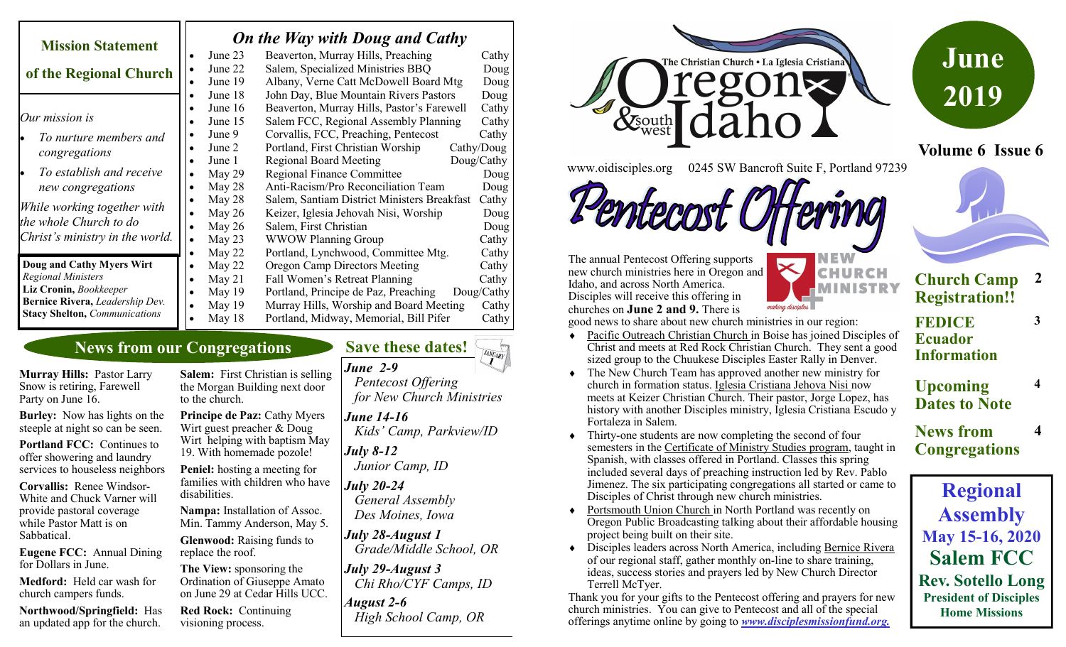## Mission Statement of the Regional Church

*Our mission is*

- *To nurture members and congregations*
- *To establish and receive new congregations*

*While working together with the whole Church to do Christ's ministry in the world.*

**Doug and Cathy Myers Wirt**
*Regional Ministers*
**Liz Cronin,** *Bookkeeper*
**Bernice Rivera,** *Leadership Dev.*
**Stacy Shelton,** *Communications*

## *On the Way with Doug and Cathy*

| Date | Event | Who |
|---|---|---|
| June 23 | Beaverton, Murray Hills, Preaching | Cathy |
| June 22 | Salem, Specialized Ministries BBQ | Doug |
| June 19 | Albany, Verne Catt McDowell Board Mtg | Doug |
| June 18 | John Day, Blue Mountain Rivers Pastors | Doug |
| June 16 | Beaverton, Murray Hills, Pastor's Farewell | Cathy |
| June 15 | Salem FCC, Regional Assembly Planning | Cathy |
| June 9 | Corvallis, FCC, Preaching, Pentecost | Cathy |
| June 2 | Portland, First Christian Worship | Cathy/Doug |
| June 1 | Regional Board Meeting | Doug/Cathy |
| May 29 | Regional Finance Committee | Doug |
| May 28 | Anti-Racism/Pro Reconciliation Team | Doug |
| May 28 | Salem, Santiam District Ministers Breakfast | Cathy |
| May 26 | Keizer, Iglesia Jehovah Nisi, Worship | Doug |
| May 26 | Salem, First Christian | Doug |
| May 23 | WWOW Planning Group | Cathy |
| May 22 | Portland, Lynchwood, Committee Mtg. | Cathy |
| May 22 | Oregon Camp Directors Meeting | Cathy |
| May 21 | Fall Women's Retreat Planning | Cathy |
| May 19 | Portland, Principe de Paz, Preaching | Doug/Cathy |
| May 19 | Murray Hills, Worship and Board Meeting | Cathy |
| May 18 | Portland, Midway, Memorial, Bill Pifer | Cathy |

# The Christian Church • La Iglesia Cristiana — Oregon & southwest Idaho

www.oidisciples.org 0245 SW Bancroft Suite F, Portland 97239

# June 2019

**Volume 6 Issue 6**

| | |
|---|---|
| **Church Camp Registration!!** | 2 |
| **FEDICE Ecuador Information** | 3 |
| **Upcoming Dates to Note** | 4 |
| **News from Congregations** | 4 |

## News from our Congregations

**Murray Hills:** Pastor Larry Snow is retiring, Farewell Party on June 16.

**Burley:** Now has lights on the steeple at night so can be seen.

**Portland FCC:** Continues to offer showering and laundry services to houseless neighbors

**Corvallis:** Renee Windsor-White and Chuck Varner will provide pastoral coverage while Pastor Matt is on Sabbatical.

**Eugene FCC:** Annual Dining for Dollars in June.

**Medford:** Held car wash for church campers funds.

**Northwood/Springfield:** Has an updated app for the church.

**Salem:** First Christian is selling the Morgan Building next door to the church.

**Principe de Paz:** Cathy Myers Wirt guest preacher & Doug Wirt helping with baptism May 19. With homemade pozole!

**Peniel:** hosting a meeting for families with children who have disabilities.

**Nampa:** Installation of Assoc. Min. Tammy Anderson, May 5.

**Glenwood:** Raising funds to replace the roof.

**The View:** sponsoring the Ordination of Giuseppe Amato on June 29 at Cedar Hills UCC.

**Red Rock:** Continuing visioning process.

## Save these dates!

***June 2-9***
*Pentecost Offering for New Church Ministries*

***June 14-16***
*Kids' Camp, Parkview/ID*

***July 8-12***
*Junior Camp, ID*

***July 20-24***
*General Assembly Des Moines, Iowa*

***July 28-August 1***
*Grade/Middle School, OR*

***July 29-August 3***
*Chi Rho/CYF Camps, ID*

***August 2-6***
*High School Camp, OR*

## Pentecost Offering

NEW CHURCH MINISTRY — *making disciples*

The annual Pentecost Offering supports new church ministries here in Oregon and Idaho, and across North America. Disciples will receive this offering in churches on **June 2 and 9.** There is good news to share about new church ministries in our region:

- Pacific Outreach Christian Church in Boise has joined Disciples of Christ and meets at Red Rock Christian Church. They sent a good sized group to the Chuukese Disciples Easter Rally in Denver.
- The New Church Team has approved another new ministry for church in formation status. Iglesia Cristiana Jehova Nisi now meets at Keizer Christian Church. Their pastor, Jorge Lopez, has history with another Disciples ministry, Iglesia Cristiana Escudo y Fortaleza in Salem.
- Thirty-one students are now completing the second of four semesters in the Certificate of Ministry Studies program, taught in Spanish, with classes offered in Portland. Classes this spring included several days of preaching instruction led by Rev. Pablo Jimenez. The six participating congregations all started or came to Disciples of Christ through new church ministries.
- Portsmouth Union Church in North Portland was recently on Oregon Public Broadcasting talking about their affordable housing project being built on their site.
- Disciples leaders across North America, including Bernice Rivera of our regional staff, gather monthly on-line to share training, ideas, success stories and prayers led by New Church Director Terrell McTyer.

Thank you for your gifts to the Pentecost offering and prayers for new church ministries. You can give to Pentecost and all of the special offerings anytime online by going to ***www.disciplesmissionfund.org.***

**Regional Assembly**
**May 15-16, 2020**
**Salem FCC**
**Rev. Sotello Long**
**President of Disciples Home Missions**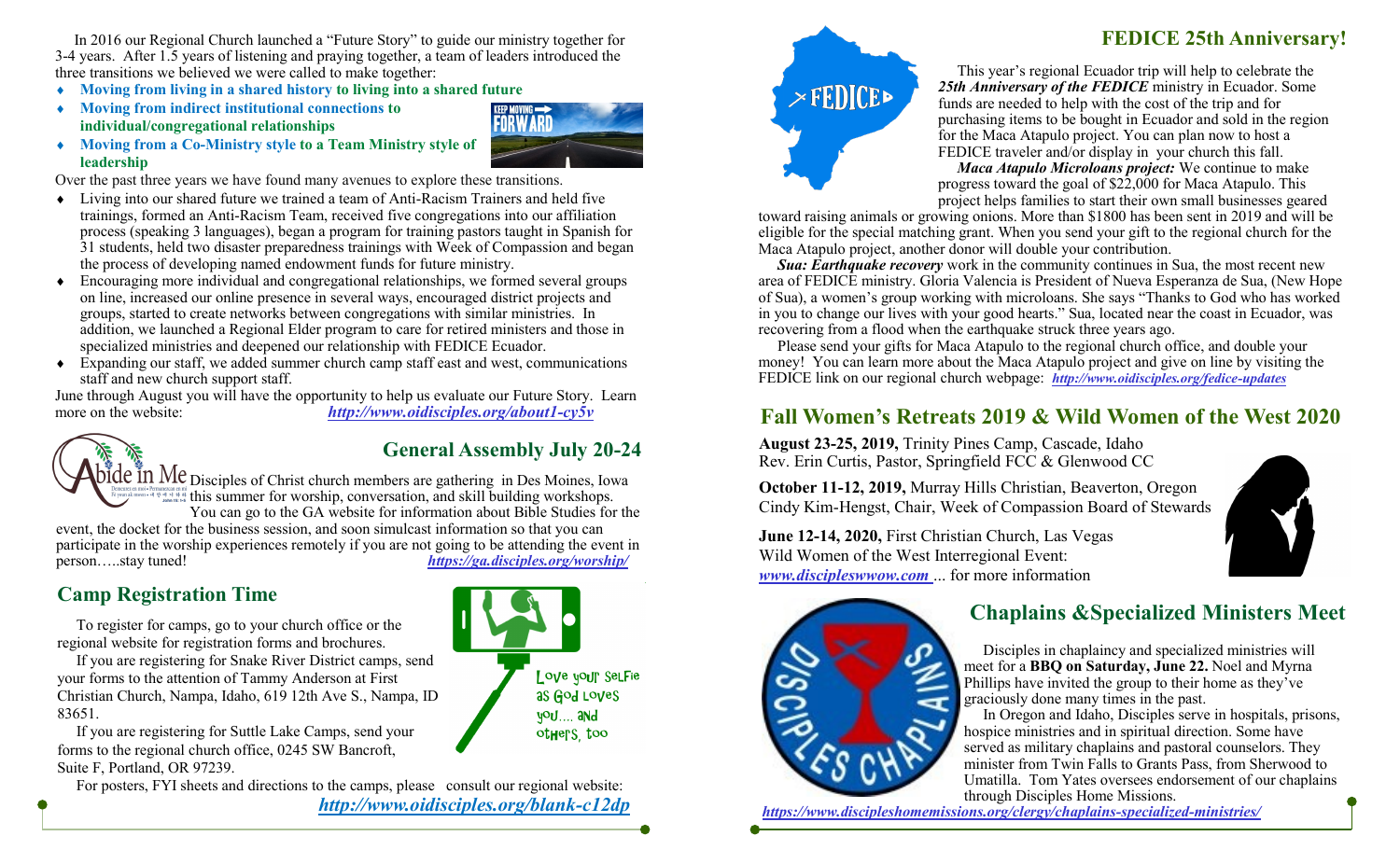In 2016 our Regional Church launched a "Future Story" to guide our ministry together for 3-4 years. After 1.5 years of listening and praying together, a team of leaders introduced the three transitions we believed we were called to make together:

- **Moving from living in a shared history to living into a shared future**
- **Moving from indirect institutional connections to individual/congregational relationships**
- **Moving from a Co-Ministry style to a Team Ministry style of leadership**

Over the past three years we have found many avenues to explore these transitions.

- Living into our shared future we trained a team of Anti-Racism Trainers and held five trainings, formed an Anti-Racism Team, received five congregations into our affiliation process (speaking 3 languages), began a program for training pastors taught in Spanish for 31 students, held two disaster preparedness trainings with Week of Compassion and began the process of developing named endowment funds for future ministry.
- Encouraging more individual and congregational relationships, we formed several groups on line, increased our online presence in several ways, encouraged district projects and groups, started to create networks between congregations with similar ministries. In addition, we launched a Regional Elder program to care for retired ministers and those in specialized ministries and deepened our relationship with FEDICE Ecuador.
- Expanding our staff, we added summer church camp staff east and west, communications staff and new church support staff.

June through August you will have the opportunity to help us evaluate our Future Story. Learn more on the website: ***http://www.oidisciples.org/about1-cy5v***

## General Assembly July 20-24

Disciples of Christ church members are gathering in Des Moines, Iowa this summer for worship, conversation, and skill building workshops. You can go to the GA website for information about Bible Studies for the event, the docket for the business session, and soon simulcast information so that you can participate in the worship experiences remotely if you are not going to be attending the event in person…..stay tuned! ***https://ga.disciples.org/worship/***

## Camp Registration Time

To register for camps, go to your church office or the regional website for registration forms and brochures.

If you are registering for Snake River District camps, send your forms to the attention of Tammy Anderson at First Christian Church, Nampa, Idaho, 619 12th Ave S., Nampa, ID 83651.

If you are registering for Suttle Lake Camps, send your forms to the regional church office, 0245 SW Bancroft, Suite F, Portland, OR 97239.

For posters, FYI sheets and directions to the camps, please consult our regional website: ***http://www.oidisciples.org/blank-c12dp***

Love your selfie as God loves you…. and others, too

## FEDICE 25th Anniversary!

This year's regional Ecuador trip will help to celebrate the ***25th Anniversary of the FEDICE*** ministry in Ecuador. Some funds are needed to help with the cost of the trip and for purchasing items to be bought in Ecuador and sold in the region for the Maca Atapulo project. You can plan now to host a FEDICE traveler and/or display in your church this fall.

***Maca Atapulo Microloans project:*** We continue to make progress toward the goal of $22,000 for Maca Atapulo. This project helps families to start their own small businesses geared toward raising animals or growing onions. More than $1800 has been sent in 2019 and will be eligible for the special matching grant. When you send your gift to the regional church for the Maca Atapulo project, another donor will double your contribution.

***Sua: Earthquake recovery*** work in the community continues in Sua, the most recent new area of FEDICE ministry. Gloria Valencia is President of Nueva Esperanza de Sua, (New Hope of Sua), a women's group working with microloans. She says "Thanks to God who has worked in you to change our lives with your good hearts." Sua, located near the coast in Ecuador, was recovering from a flood when the earthquake struck three years ago.

Please send your gifts for Maca Atapulo to the regional church office, and double your money! You can learn more about the Maca Atapulo project and give on line by visiting the FEDICE link on our regional church webpage: ***http://www.oidisciples.org/fedice-updates***

## Fall Women's Retreats 2019 & Wild Women of the West 2020

**August 23-25, 2019,** Trinity Pines Camp, Cascade, Idaho
Rev. Erin Curtis, Pastor, Springfield FCC & Glenwood CC

**October 11-12, 2019,** Murray Hills Christian, Beaverton, Oregon
Cindy Kim-Hengst, Chair, Week of Compassion Board of Stewards

**June 12-14, 2020,** First Christian Church, Las Vegas
Wild Women of the West Interregional Event:
***www.discipleswwow.com*** ... for more information

## Chaplains & Specialized Ministers Meet

Disciples in chaplaincy and specialized ministries will meet for a **BBQ on Saturday, June 22.** Noel and Myrna Phillips have invited the group to their home as they've graciously done many times in the past.

In Oregon and Idaho, Disciples serve in hospitals, prisons, hospice ministries and in spiritual direction. Some have served as military chaplains and pastoral counselors. They minister from Twin Falls to Grants Pass, from Sherwood to Umatilla. Tom Yates oversees endorsement of our chaplains through Disciples Home Missions.

***https://www.discipleshomemissions.org/clergy/chaplains-specialized-ministries/***